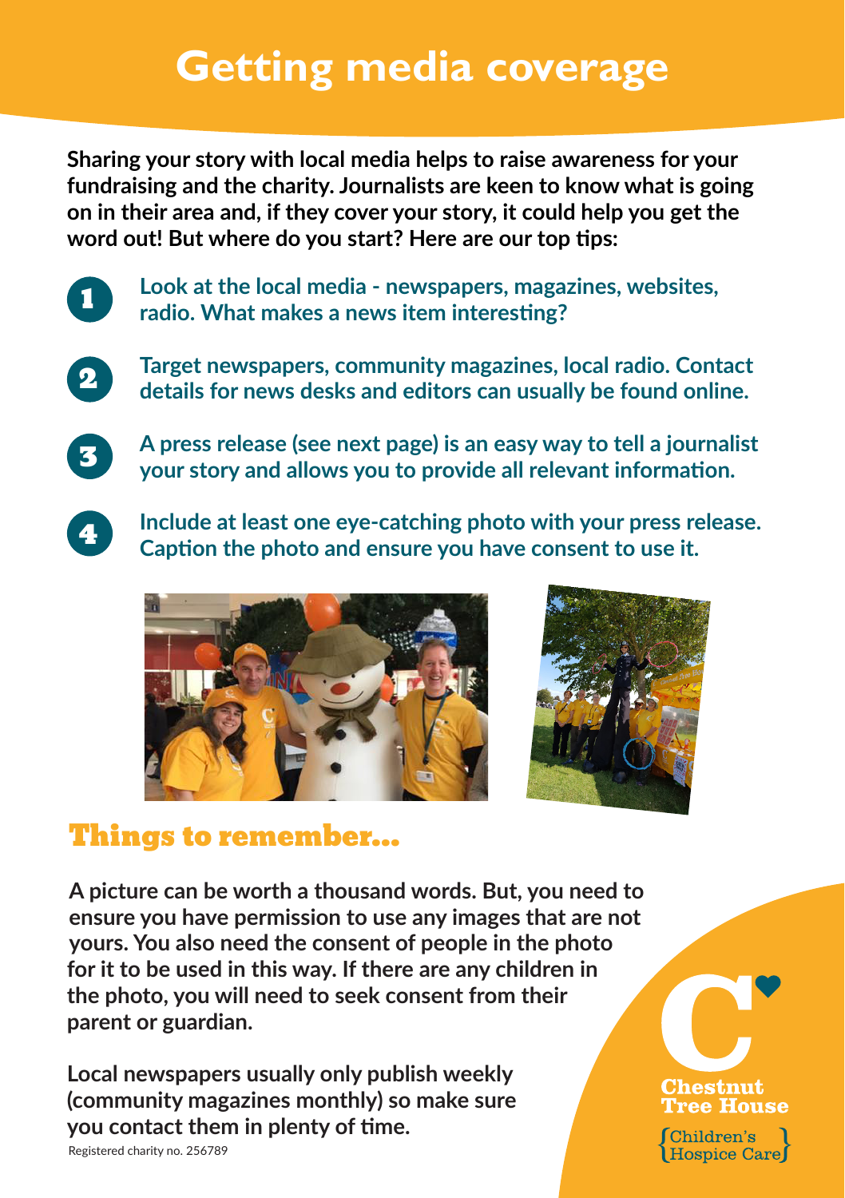# Getting media coverage

**Sharing your story with local media helps to raise awareness for your fundraising and the charity. Journalists are keen to know what is going on in their area and, if they cover your story, it could help you get the word out! But where do you start? Here are our top tips:**

1. **Look at the local media - newspapers, magazines, websites, radio. What makes a news item interesting?**
2. **Target newspapers, community magazines, local radio. Contact details for news desks and editors can usually be found online.**
3. **A press release (see next page) is an easy way to tell a journalist your story and allows you to provide all relevant information.**
4. **Include at least one eye-catching photo with your press release. Caption the photo and ensure you have consent to use it.**

## Things to remember...

**A picture can be worth a thousand words. But, you need to ensure you have permission to use any images that are not yours. You also need the consent of people in the photo for it to be used in this way. If there are any children in the photo, you will need to seek consent from their parent or guardian.**

**Local newspapers usually only publish weekly (community magazines monthly) so make sure you contact them in plenty of time.**

Registered charity no. 256789

Chestnut Tree House

Children's Hospice Care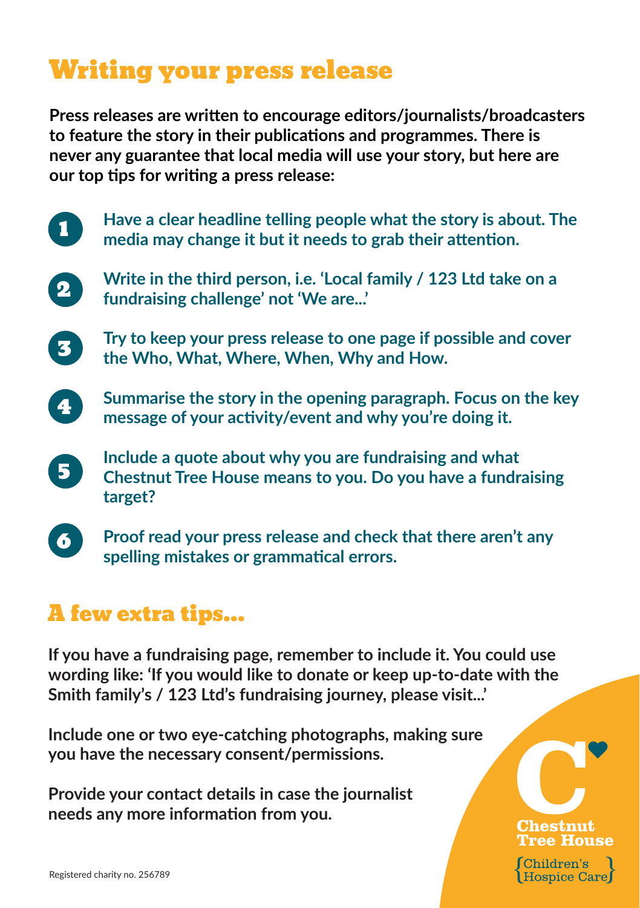# Writing your press release

**Press releases are written to encourage editors/journalists/broadcasters to feature the story in their publications and programmes. There is never any guarantee that local media will use your story, but here are our top tips for writing a press release:**

1. **Have a clear headline telling people what the story is about. The media may change it but it needs to grab their attention.**
2. **Write in the third person, i.e. 'Local family / 123 Ltd take on a fundraising challenge' not 'We are...'**
3. **Try to keep your press release to one page if possible and cover the Who, What, Where, When, Why and How.**
4. **Summarise the story in the opening paragraph. Focus on the key message of your activity/event and why you're doing it.**
5. **Include a quote about why you are fundraising and what Chestnut Tree House means to you. Do you have a fundraising target?**
6. **Proof read your press release and check that there aren't any spelling mistakes or grammatical errors.**

## A few extra tips...

**If you have a fundraising page, remember to include it. You could use wording like: 'If you would like to donate or keep up-to-date with the Smith family's / 123 Ltd's fundraising journey, please visit...'**

**Include one or two eye-catching photographs, making sure you have the necessary consent/permissions.**

**Provide your contact details in case the journalist needs any more information from you.**

Chestnut Tree House

Children's Hospice Care

Registered charity no. 256789